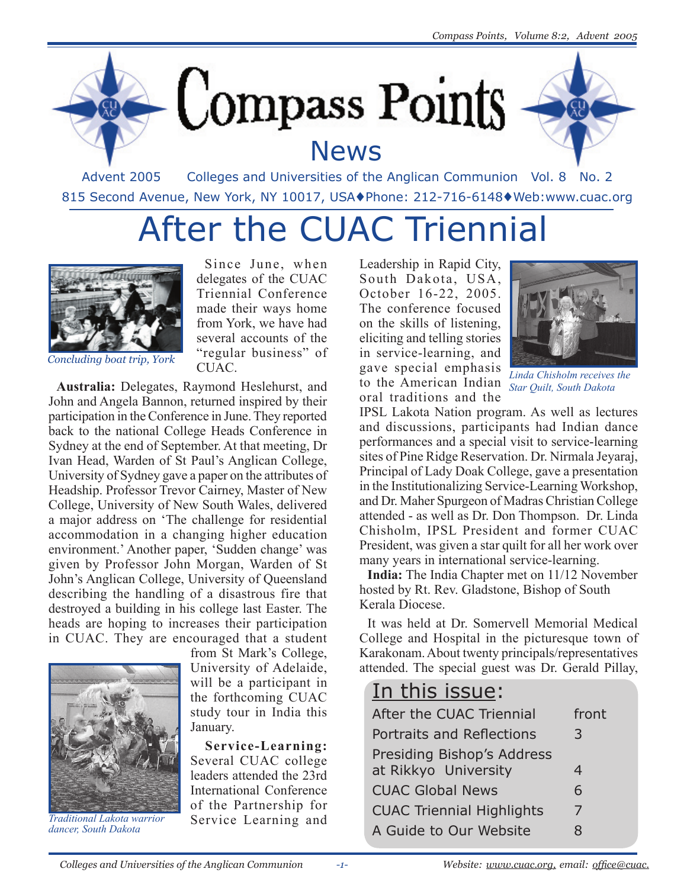# Compass Points

## News

Advent 2005 Colleges and Universities of the Anglican Communion Vol. 8 No. 2

815 Second Avenue, New York, NY 10017, USA♦Phone: 212-716-6148♦Web:www.cuac.org

# After the CUAC Triennial

*Concluding boat trip, York*

Since June, when delegates of the CUAC Triennial Conference made their ways home from York, we have had several accounts of the "regular business" of CUAC.

**Australia:** Delegates, Raymond Heslehurst, and John and Angela Bannon, returned inspired by their participation in the Conference in June. They reported back to the national College Heads Conference in Sydney at the end of September. At that meeting, Dr Ivan Head, Warden of St Paul's Anglican College, University of Sydney gave a paper on the attributes of Headship. Professor Trevor Cairney, Master of New College, University of New South Wales, delivered a major address on 'The challenge for residential accommodation in a changing higher education environment.' Another paper, 'Sudden change' was given by Professor John Morgan, Warden of St John's Anglican College, University of Queensland describing the handling of a disastrous fire that destroyed a building in his college last Easter. The heads are hoping to increases their participation in CUAC. They are encouraged that a student from St Mark's College, University of Adelaide, will be a participant in the forthcoming CUAC study tour in India this January.

*Traditional Lakota warrior dancer, South Dakota*

**Service-Learning:** Several CUAC college leaders attended the 23rd International Conference of the Partnership for Service Learning and Leadership in Rapid City, South Dakota, USA, October 16-22, 2005. The conference focused on the skills of listening, eliciting and telling stories in service-learning, and gave special emphasis to the American Indian oral traditions and the IPSL Lakota Nation program. As well as lectures and discussions, participants had Indian dance performances and a special visit to service-learning sites of Pine Ridge Reservation. Dr. Nirmala Jeyaraj, Principal of Lady Doak College, gave a presentation in the Institutionalizing Service-Learning Workshop, and Dr. Maher Spurgeon of Madras Christian College attended - as well as Dr. Don Thompson. Dr. Linda Chisholm, IPSL President and former CUAC President, was given a star quilt for all her work over many years in international service-learning.

*Linda Chisholm receives the Star Quilt, South Dakota*

**India:** The India Chapter met on 11/12 November hosted by Rt. Rev. Gladstone, Bishop of South Kerala Diocese.

It was held at Dr. Somervell Memorial Medical College and Hospital in the picturesque town of Karakonam. About twenty principals/representatives attended. The special guest was Dr. Gerald Pillay,

## In this issue:

| | |
|---|---|
| After the CUAC Triennial | front |
| Portraits and Reflections | 3 |
| Presiding Bishop's Address at Rikkyo University | 4 |
| CUAC Global News | 6 |
| CUAC Triennial Highlights | 7 |
| A Guide to Our Website | 8 |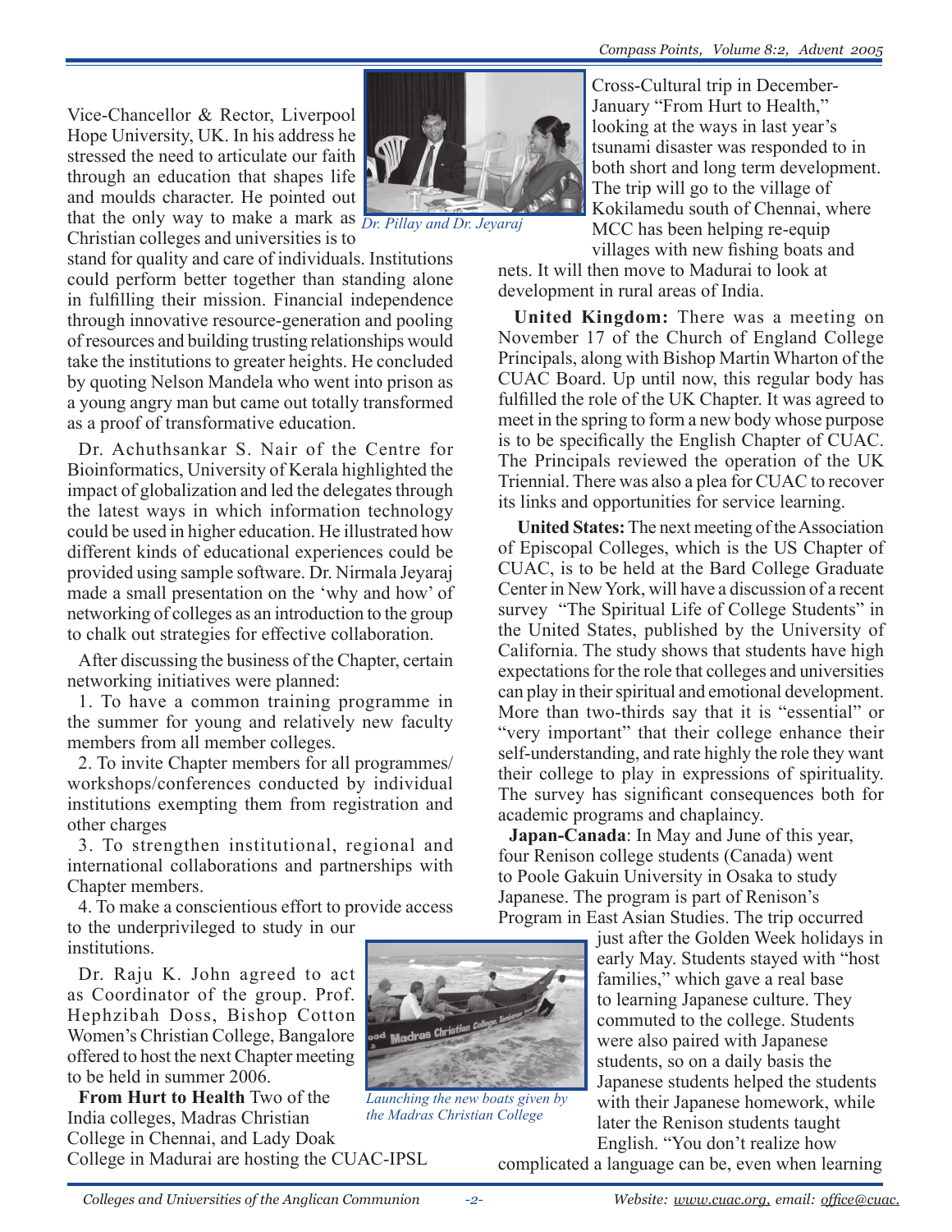Vice-Chancellor & Rector, Liverpool Hope University, UK. In his address he stressed the need to articulate our faith through an education that shapes life and moulds character. He pointed out that the only way to make a mark as Christian colleges and universities is to stand for quality and care of individuals. Institutions could perform better together than standing alone in fulfilling their mission. Financial independence through innovative resource-generation and pooling of resources and building trusting relationships would take the institutions to greater heights. He concluded by quoting Nelson Mandela who went into prison as a young angry man but came out totally transformed as a proof of transformative education.

*Dr. Pillay and Dr. Jeyaraj*

Dr. Achuthsankar S. Nair of the Centre for Bioinformatics, University of Kerala highlighted the impact of globalization and led the delegates through the latest ways in which information technology could be used in higher education. He illustrated how different kinds of educational experiences could be provided using sample software. Dr. Nirmala Jeyaraj made a small presentation on the 'why and how' of networking of colleges as an introduction to the group to chalk out strategies for effective collaboration.

After discussing the business of the Chapter, certain networking initiatives were planned:

1. To have a common training programme in the summer for young and relatively new faculty members from all member colleges.
2. To invite Chapter members for all programmes/workshops/conferences conducted by individual institutions exempting them from registration and other charges
3. To strengthen institutional, regional and international collaborations and partnerships with Chapter members.
4. To make a conscientious effort to provide access to the underprivileged to study in our institutions.

Dr. Raju K. John agreed to act as Coordinator of the group. Prof. Hephzibah Doss, Bishop Cotton Women's Christian College, Bangalore offered to host the next Chapter meeting to be held in summer 2006.

**From Hurt to Health** Two of the India colleges, Madras Christian College in Chennai, and Lady Doak College in Madurai are hosting the CUAC-IPSL Cross-Cultural trip in December-January "From Hurt to Health," looking at the ways in last year's tsunami disaster was responded to in both short and long term development. The trip will go to the village of Kokilamedu south of Chennai, where MCC has been helping re-equip villages with new fishing boats and nets. It will then move to Madurai to look at development in rural areas of India.

*Launching the new boats given by the Madras Christian College*

**United Kingdom:** There was a meeting on November 17 of the Church of England College Principals, along with Bishop Martin Wharton of the CUAC Board. Up until now, this regular body has fulfilled the role of the UK Chapter. It was agreed to meet in the spring to form a new body whose purpose is to be specifically the English Chapter of CUAC. The Principals reviewed the operation of the UK Triennial. There was also a plea for CUAC to recover its links and opportunities for service learning.

**United States:** The next meeting of the Association of Episcopal Colleges, which is the US Chapter of CUAC, is to be held at the Bard College Graduate Center in New York, will have a discussion of a recent survey "The Spiritual Life of College Students" in the United States, published by the University of California. The study shows that students have high expectations for the role that colleges and universities can play in their spiritual and emotional development. More than two-thirds say that it is "essential" or "very important" that their college enhance their self-understanding, and rate highly the role they want their college to play in expressions of spirituality. The survey has significant consequences both for academic programs and chaplaincy.

**Japan-Canada**: In May and June of this year, four Renison college students (Canada) went to Poole Gakuin University in Osaka to study Japanese. The program is part of Renison's Program in East Asian Studies. The trip occurred just after the Golden Week holidays in early May. Students stayed with "host families," which gave a real base to learning Japanese culture. They commuted to the college. Students were also paired with Japanese students, so on a daily basis the Japanese students helped the students with their Japanese homework, while later the Renison students taught English. "You don't realize how complicated a language can be, even when learning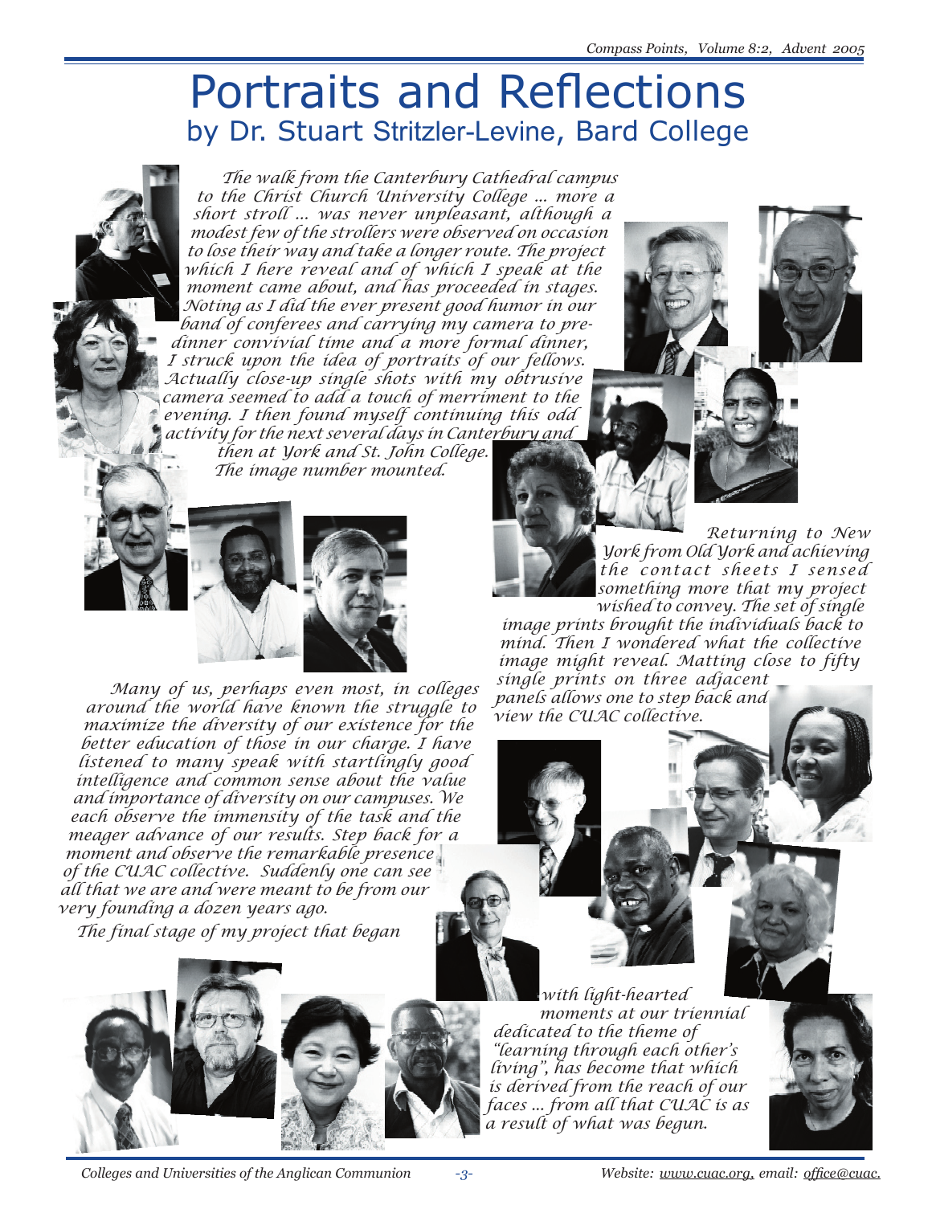# Portraits and Reflections

## by Dr. Stuart Stritzler-Levine, Bard College

*The walk from the Canterbury Cathedral campus to the Christ Church University College ... more a short stroll ... was never unpleasant, although a modest few of the strollers were observed on occasion to lose their way and take a longer route. The project which I here reveal and of which I speak at the moment came about, and has proceeded in stages. Noting as I did the ever present good humor in our band of conferees and carrying my camera to pre-dinner convivial time and a more formal dinner, I struck upon the idea of portraits of our fellows. Actually close-up single shots with my obtrusive camera seemed to add a touch of merriment to the evening. I then found myself continuing this odd activity for the next several days in Canterbury and then at York and St. John College. The image number mounted.*

*Returning to New York from Old York and achieving the contact sheets I sensed something more that my project wished to convey. The set of single image prints brought the individuals back to mind. Then I wondered what the collective image might reveal. Matting close to fifty single prints on three adjacent panels allows one to step back and view the CUAC collective.*

*Many of us, perhaps even most, in colleges around the world have known the struggle to maximize the diversity of our existence for the better education of those in our charge. I have listened to many speak with startlingly good intelligence and common sense about the value and importance of diversity on our campuses. We each observe the immensity of the task and the meager advance of our results. Step back for a moment and observe the remarkable presence of the CUAC collective. Suddenly one can see all that we are and were meant to be from our very founding a dozen years ago.*

*The final stage of my project that began with light-hearted moments at our triennial dedicated to the theme of "learning through each other's living", has become that which is derived from the reach of our faces ... from all that CUAC is as a result of what was begun.*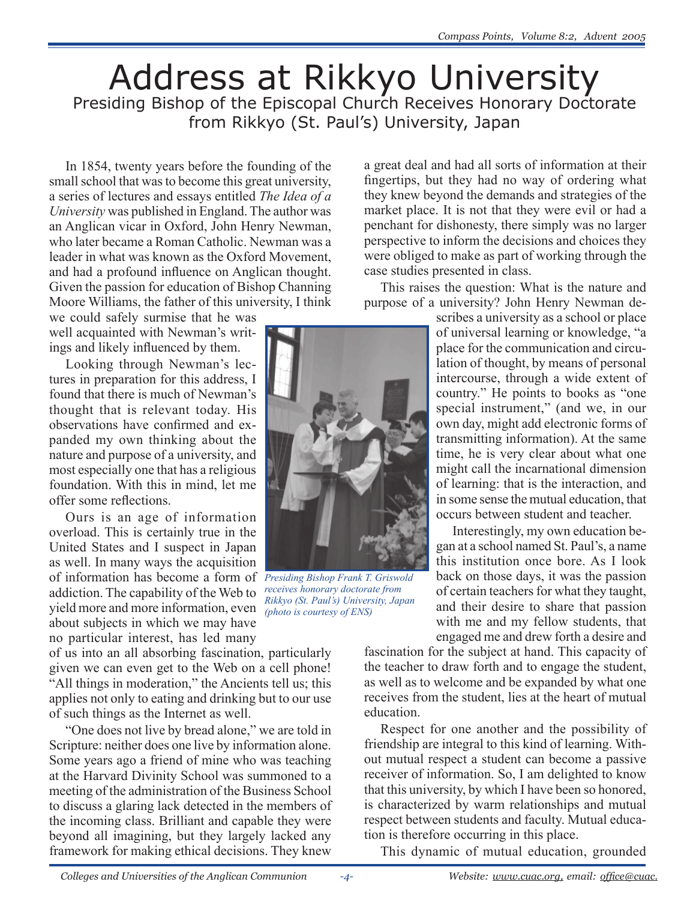# Address at Rikkyo University

## Presiding Bishop of the Episcopal Church Receives Honorary Doctorate from Rikkyo (St. Paul's) University, Japan

In 1854, twenty years before the founding of the small school that was to become this great university, a series of lectures and essays entitled *The Idea of a University* was published in England. The author was an Anglican vicar in Oxford, John Henry Newman, who later became a Roman Catholic. Newman was a leader in what was known as the Oxford Movement, and had a profound influence on Anglican thought. Given the passion for education of Bishop Channing Moore Williams, the father of this university, I think we could safely surmise that he was well acquainted with Newman's writings and likely influenced by them.

Looking through Newman's lectures in preparation for this address, I found that there is much of Newman's thought that is relevant today. His observations have confirmed and expanded my own thinking about the nature and purpose of a university, and most especially one that has a religious foundation. With this in mind, let me offer some reflections.

Ours is an age of information overload. This is certainly true in the United States and I suspect in Japan as well. In many ways the acquisition of information has become a form of addiction. The capability of the Web to yield more and more information, even about subjects in which we may have no particular interest, has led many of us into an all absorbing fascination, particularly given we can even get to the Web on a cell phone! "All things in moderation," the Ancients tell us; this applies not only to eating and drinking but to our use of such things as the Internet as well.

*Presiding Bishop Frank T. Griswold receives honorary doctorate from Rikkyo (St. Paul's) University, Japan (photo is courtesy of ENS)*

"One does not live by bread alone," we are told in Scripture: neither does one live by information alone. Some years ago a friend of mine who was teaching at the Harvard Divinity School was summoned to a meeting of the administration of the Business School to discuss a glaring lack detected in the members of the incoming class. Brilliant and capable they were beyond all imagining, but they largely lacked any framework for making ethical decisions. They knew a great deal and had all sorts of information at their fingertips, but they had no way of ordering what they knew beyond the demands and strategies of the market place. It is not that they were evil or had a penchant for dishonesty, there simply was no larger perspective to inform the decisions and choices they were obliged to make as part of working through the case studies presented in class.

This raises the question: What is the nature and purpose of a university? John Henry Newman describes a university as a school or place of universal learning or knowledge, "a place for the communication and circulation of thought, by means of personal intercourse, through a wide extent of country." He points to books as "one special instrument," (and we, in our own day, might add electronic forms of transmitting information). At the same time, he is very clear about what one might call the incarnational dimension of learning: that is the interaction, and in some sense the mutual education, that occurs between student and teacher.

Interestingly, my own education began at a school named St. Paul's, a name this institution once bore. As I look back on those days, it was the passion of certain teachers for what they taught, and their desire to share that passion with me and my fellow students, that engaged me and drew forth a desire and fascination for the subject at hand. This capacity of the teacher to draw forth and to engage the student, as well as to welcome and be expanded by what one receives from the student, lies at the heart of mutual education.

Respect for one another and the possibility of friendship are integral to this kind of learning. Without mutual respect a student can become a passive receiver of information. So, I am delighted to know that this university, by which I have been so honored, is characterized by warm relationships and mutual respect between students and faculty. Mutual education is therefore occurring in this place.

This dynamic of mutual education, grounded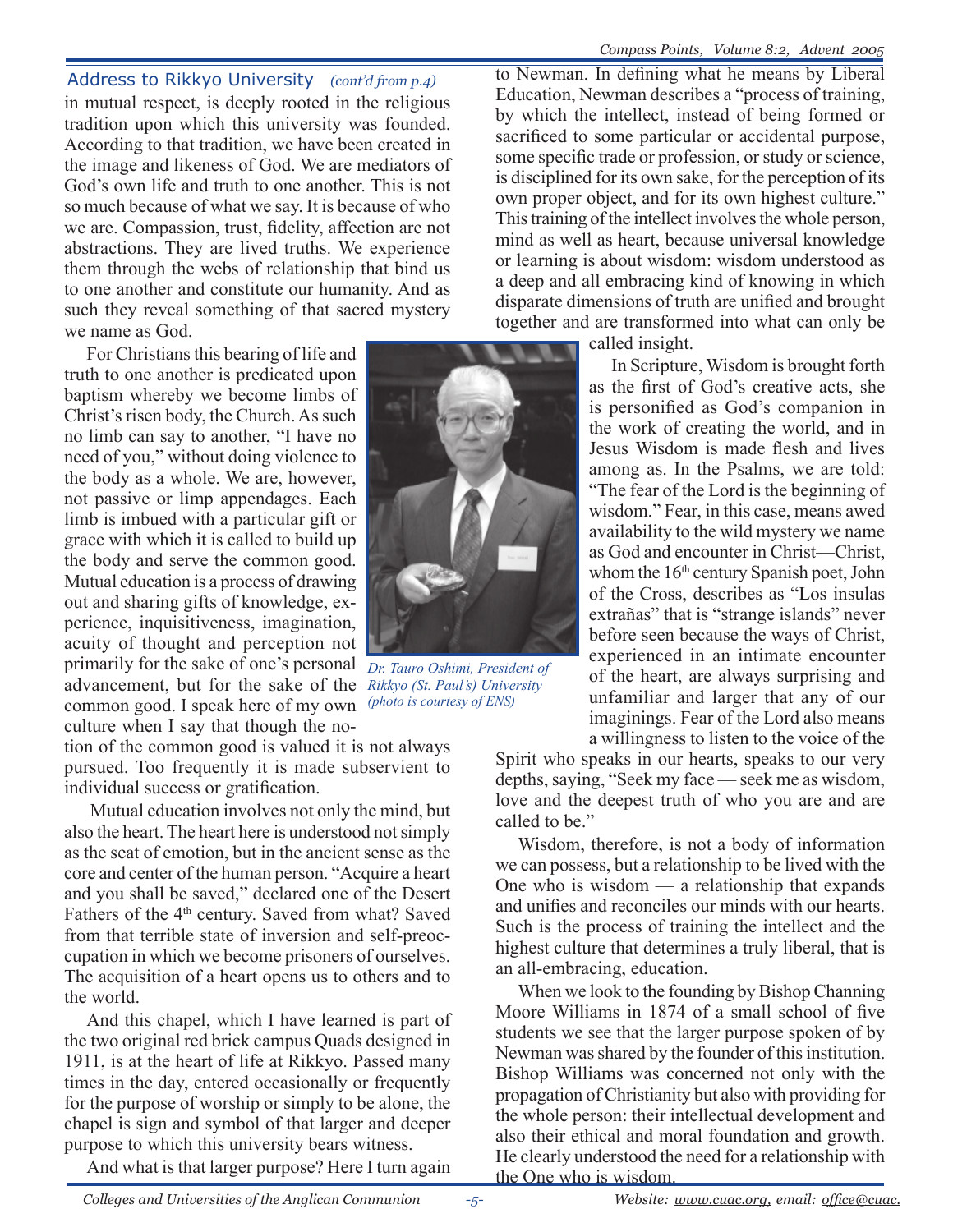## Address to Rikkyo University *(cont'd from p.4)*

in mutual respect, is deeply rooted in the religious tradition upon which this university was founded. According to that tradition, we have been created in the image and likeness of God. We are mediators of God's own life and truth to one another. This is not so much because of what we say. It is because of who we are. Compassion, trust, fidelity, affection are not abstractions. They are lived truths. We experience them through the webs of relationship that bind us to one another and constitute our humanity. And as such they reveal something of that sacred mystery we name as God.

For Christians this bearing of life and truth to one another is predicated upon baptism whereby we become limbs of Christ's risen body, the Church. As such no limb can say to another, "I have no need of you," without doing violence to the body as a whole. We are, however, not passive or limp appendages. Each limb is imbued with a particular gift or grace with which it is called to build up the body and serve the common good. Mutual education is a process of drawing out and sharing gifts of knowledge, experience, inquisitiveness, imagination, acuity of thought and perception not primarily for the sake of one's personal advancement, but for the sake of the common good. I speak here of my own culture when I say that though the notion of the common good is valued it is not always pursued. Too frequently it is made subservient to individual success or gratification.

*Dr. Tauro Oshimi, President of Rikkyo (St. Paul's) University (photo is courtesy of ENS)*

Mutual education involves not only the mind, but also the heart. The heart here is understood not simply as the seat of emotion, but in the ancient sense as the core and center of the human person. "Acquire a heart and you shall be saved," declared one of the Desert Fathers of the 4th century. Saved from what? Saved from that terrible state of inversion and self-preoccupation in which we become prisoners of ourselves. The acquisition of a heart opens us to others and to the world.

And this chapel, which I have learned is part of the two original red brick campus Quads designed in 1911, is at the heart of life at Rikkyo. Passed many times in the day, entered occasionally or frequently for the purpose of worship or simply to be alone, the chapel is sign and symbol of that larger and deeper purpose to which this university bears witness.

And what is that larger purpose? Here I turn again to Newman. In defining what he means by Liberal Education, Newman describes a "process of training, by which the intellect, instead of being formed or sacrificed to some particular or accidental purpose, some specific trade or profession, or study or science, is disciplined for its own sake, for the perception of its own proper object, and for its own highest culture." This training of the intellect involves the whole person, mind as well as heart, because universal knowledge or learning is about wisdom: wisdom understood as a deep and all embracing kind of knowing in which disparate dimensions of truth are unified and brought together and are transformed into what can only be called insight.

In Scripture, Wisdom is brought forth as the first of God's creative acts, she is personified as God's companion in the work of creating the world, and in Jesus Wisdom is made flesh and lives among as. In the Psalms, we are told: "The fear of the Lord is the beginning of wisdom." Fear, in this case, means awed availability to the wild mystery we name as God and encounter in Christ—Christ, whom the 16th century Spanish poet, John of the Cross, describes as "Los insulas extrañas" that is "strange islands" never before seen because the ways of Christ, experienced in an intimate encounter of the heart, are always surprising and unfamiliar and larger that any of our imaginings. Fear of the Lord also means a willingness to listen to the voice of the Spirit who speaks in our hearts, speaks to our very depths, saying, "Seek my face — seek me as wisdom, love and the deepest truth of who you are and are called to be."

Wisdom, therefore, is not a body of information we can possess, but a relationship to be lived with the One who is wisdom — a relationship that expands and unifies and reconciles our minds with our hearts. Such is the process of training the intellect and the highest culture that determines a truly liberal, that is an all-embracing, education.

When we look to the founding by Bishop Channing Moore Williams in 1874 of a small school of five students we see that the larger purpose spoken of by Newman was shared by the founder of this institution. Bishop Williams was concerned not only with the propagation of Christianity but also with providing for the whole person: their intellectual development and also their ethical and moral foundation and growth. He clearly understood the need for a relationship with the One who is wisdom.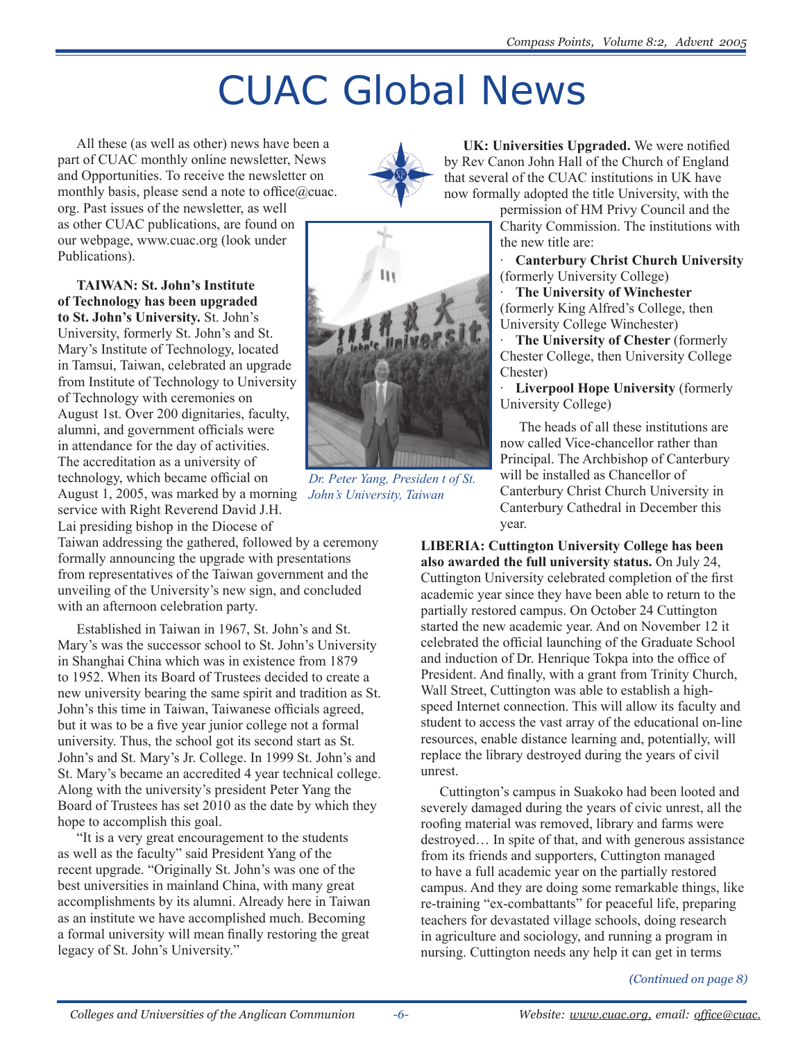# CUAC Global News

All these (as well as other) news have been a part of CUAC monthly online newsletter, News and Opportunities. To receive the newsletter on monthly basis, please send a note to office@cuac.org. Past issues of the newsletter, as well as other CUAC publications, are found on our webpage, www.cuac.org (look under Publications).

**TAIWAN: St. John's Institute of Technology has been upgraded to St. John's University.** St. John's University, formerly St. John's and St. Mary's Institute of Technology, located in Tamsui, Taiwan, celebrated an upgrade from Institute of Technology to University of Technology with ceremonies on August 1st. Over 200 dignitaries, faculty, alumni, and government officials were in attendance for the day of activities. The accreditation as a university of technology, which became official on August 1, 2005, was marked by a morning service with Right Reverend David J.H. Lai presiding bishop in the Diocese of Taiwan addressing the gathered, followed by a ceremony formally announcing the upgrade with presentations from representatives of the Taiwan government and the unveiling of the University's new sign, and concluded with an afternoon celebration party.

*Dr. Peter Yang, Presiden t of St. John's University, Taiwan*

Established in Taiwan in 1967, St. John's and St. Mary's was the successor school to St. John's University in Shanghai China which was in existence from 1879 to 1952. When its Board of Trustees decided to create a new university bearing the same spirit and tradition as St. John's this time in Taiwan, Taiwanese officials agreed, but it was to be a five year junior college not a formal university. Thus, the school got its second start as St. John's and St. Mary's Jr. College. In 1999 St. John's and St. Mary's became an accredited 4 year technical college. Along with the university's president Peter Yang the Board of Trustees has set 2010 as the date by which they hope to accomplish this goal.

"It is a very great encouragement to the students as well as the faculty" said President Yang of the recent upgrade. "Originally St. John's was one of the best universities in mainland China, with many great accomplishments by its alumni. Already here in Taiwan as an institute we have accomplished much. Becoming a formal university will mean finally restoring the great legacy of St. John's University."

**UK: Universities Upgraded.** We were notified by Rev Canon John Hall of the Church of England that several of the CUAC institutions in UK have now formally adopted the title University, with the permission of HM Privy Council and the Charity Commission. The institutions with the new title are:

- **Canterbury Christ Church University** (formerly University College)
- **The University of Winchester** (formerly King Alfred's College, then University College Winchester)
- **The University of Chester** (formerly Chester College, then University College Chester)
- **Liverpool Hope University** (formerly University College)

The heads of all these institutions are now called Vice-chancellor rather than Principal. The Archbishop of Canterbury will be installed as Chancellor of Canterbury Christ Church University in Canterbury Cathedral in December this year.

**LIBERIA: Cuttington University College has been also awarded the full university status.** On July 24, Cuttington University celebrated completion of the first academic year since they have been able to return to the partially restored campus. On October 24 Cuttington started the new academic year. And on November 12 it celebrated the official launching of the Graduate School and induction of Dr. Henrique Tokpa into the office of President. And finally, with a grant from Trinity Church, Wall Street, Cuttington was able to establish a high-speed Internet connection. This will allow its faculty and student to access the vast array of the educational on-line resources, enable distance learning and, potentially, will replace the library destroyed during the years of civil unrest.

Cuttington's campus in Suakoko had been looted and severely damaged during the years of civic unrest, all the roofing material was removed, library and farms were destroyed… In spite of that, and with generous assistance from its friends and supporters, Cuttington managed to have a full academic year on the partially restored campus. And they are doing some remarkable things, like re-training "ex-combattants" for peaceful life, preparing teachers for devastated village schools, doing research in agriculture and sociology, and running a program in nursing. Cuttington needs any help it can get in terms

*(Continued on page 8)*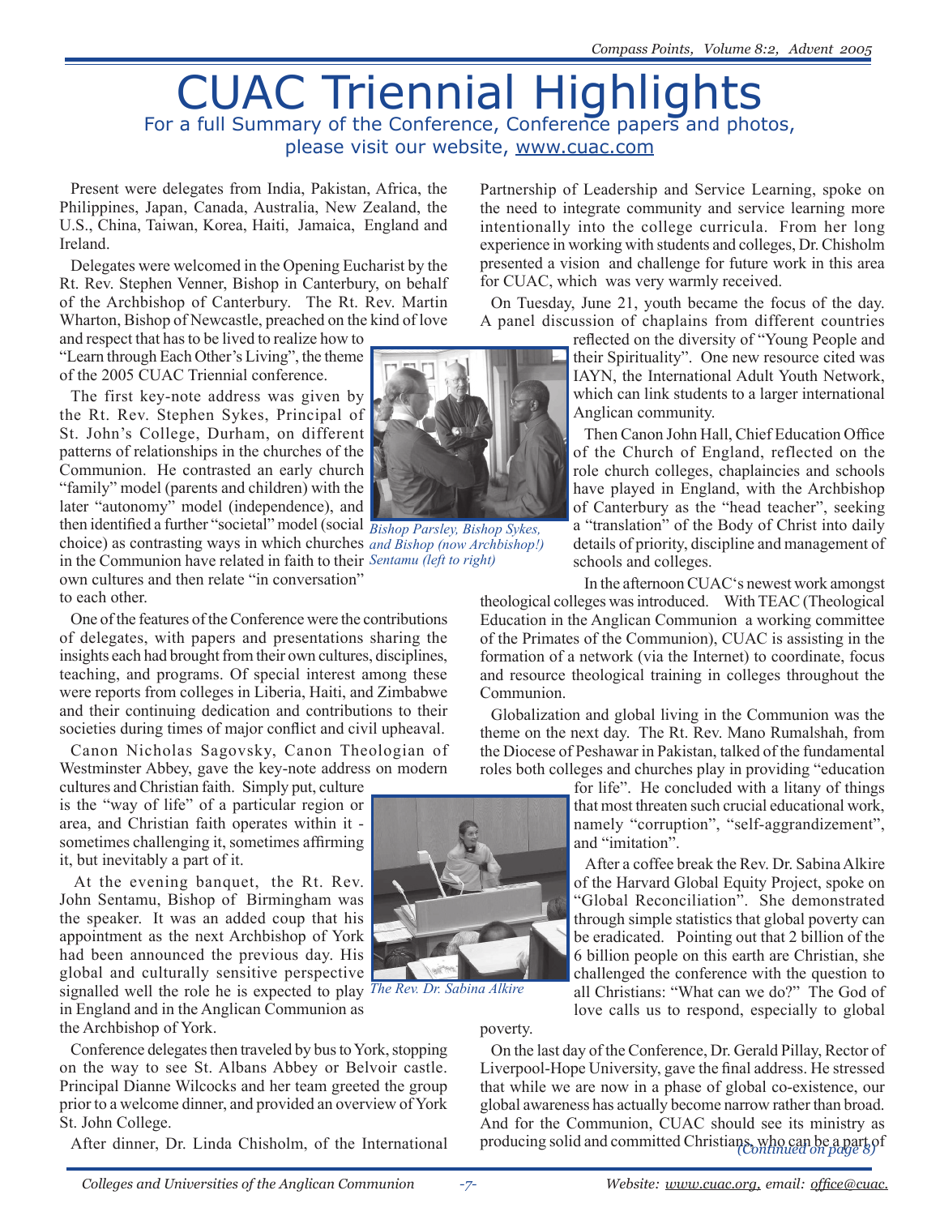# CUAC Triennial Highlights

For a full Summary of the Conference, Conference papers and photos, please visit our website, www.cuac.com

Present were delegates from India, Pakistan, Africa, the Philippines, Japan, Canada, Australia, New Zealand, the U.S., China, Taiwan, Korea, Haiti, Jamaica, England and Ireland.

Delegates were welcomed in the Opening Eucharist by the Rt. Rev. Stephen Venner, Bishop in Canterbury, on behalf of the Archbishop of Canterbury. The Rt. Rev. Martin Wharton, Bishop of Newcastle, preached on the kind of love and respect that has to be lived to realize how to "Learn through Each Other's Living", the theme of the 2005 CUAC Triennial conference.

The first key-note address was given by the Rt. Rev. Stephen Sykes, Principal of St. John's College, Durham, on different patterns of relationships in the churches of the Communion. He contrasted an early church "family" model (parents and children) with the later "autonomy" model (independence), and then identified a further "societal" model (social choice) as contrasting ways in which churches in the Communion have related in faith to their own cultures and then relate "in conversation" to each other.

*Bishop Parsley, Bishop Sykes, and Bishop (now Archbishop!) Sentamu (left to right)*

One of the features of the Conference were the contributions of delegates, with papers and presentations sharing the insights each had brought from their own cultures, disciplines, teaching, and programs. Of special interest among these were reports from colleges in Liberia, Haiti, and Zimbabwe and their continuing dedication and contributions to their societies during times of major conflict and civil upheaval.

Canon Nicholas Sagovsky, Canon Theologian of Westminster Abbey, gave the key-note address on modern cultures and Christian faith. Simply put, culture is the "way of life" of a particular region or area, and Christian faith operates within it - sometimes challenging it, sometimes affirming it, but inevitably a part of it.

At the evening banquet, the Rt. Rev. John Sentamu, Bishop of Birmingham was the speaker. It was an added coup that his appointment as the next Archbishop of York had been announced the previous day. His global and culturally sensitive perspective signalled well the role he is expected to play in England and in the Anglican Communion as the Archbishop of York.

*The Rev. Dr. Sabina Alkire*

Conference delegates then traveled by bus to York, stopping on the way to see St. Albans Abbey or Belvoir castle. Principal Dianne Wilcocks and her team greeted the group prior to a welcome dinner, and provided an overview of York St. John College.

After dinner, Dr. Linda Chisholm, of the International Partnership of Leadership and Service Learning, spoke on the need to integrate community and service learning more intentionally into the college curricula. From her long experience in working with students and colleges, Dr. Chisholm presented a vision and challenge for future work in this area for CUAC, which was very warmly received.

On Tuesday, June 21, youth became the focus of the day. A panel discussion of chaplains from different countries reflected on the diversity of "Young People and their Spirituality". One new resource cited was IAYN, the International Adult Youth Network, which can link students to a larger international Anglican community.

Then Canon John Hall, Chief Education Office of the Church of England, reflected on the role church colleges, chaplaincies and schools have played in England, with the Archbishop of Canterbury as the "head teacher", seeking a "translation" of the Body of Christ into daily details of priority, discipline and management of schools and colleges.

In the afternoon CUAC's newest work amongst theological colleges was introduced. With TEAC (Theological Education in the Anglican Communion a working committee of the Primates of the Communion), CUAC is assisting in the formation of a network (via the Internet) to coordinate, focus and resource theological training in colleges throughout the Communion.

Globalization and global living in the Communion was the theme on the next day. The Rt. Rev. Mano Rumalshah, from the Diocese of Peshawar in Pakistan, talked of the fundamental roles both colleges and churches play in providing "education for life". He concluded with a litany of things that most threaten such crucial educational work, namely "corruption", "self-aggrandizement", and "imitation".

After a coffee break the Rev. Dr. Sabina Alkire of the Harvard Global Equity Project, spoke on "Global Reconciliation". She demonstrated through simple statistics that global poverty can be eradicated. Pointing out that 2 billion of the 6 billion people on this earth are Christian, she challenged the conference with the question to all Christians: "What can we do?" The God of love calls us to respond, especially to global poverty.

On the last day of the Conference, Dr. Gerald Pillay, Rector of Liverpool-Hope University, gave the final address. He stressed that while we are now in a phase of global co-existence, our global awareness has actually become narrow rather than broad. And for the Communion, CUAC should see its ministry as producing solid and committed Christians, who can be a part of *(Continued on page 8)*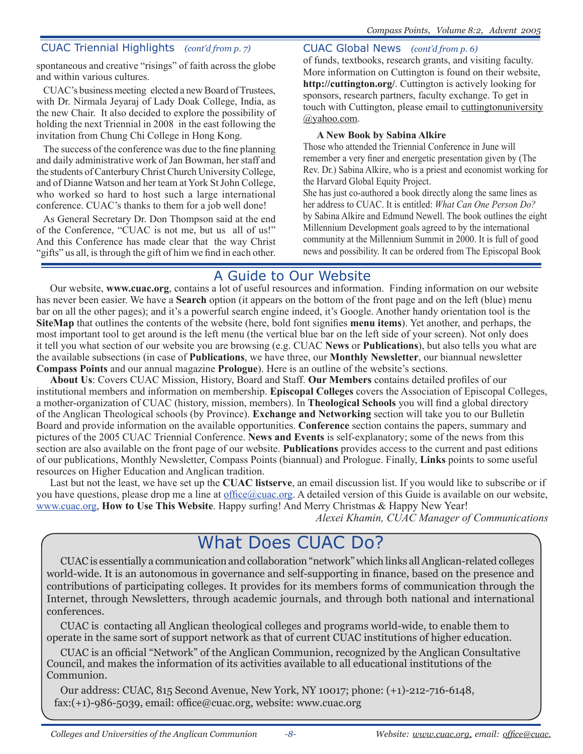## CUAC Triennial Highlights *(cont'd from p. 7)*

spontaneous and creative "risings" of faith across the globe and within various cultures.

CUAC's business meeting elected a new Board of Trustees, with Dr. Nirmala Jeyaraj of Lady Doak College, India, as the new Chair. It also decided to explore the possibility of holding the next Triennial in 2008 in the east following the invitation from Chung Chi College in Hong Kong.

The success of the conference was due to the fine planning and daily administrative work of Jan Bowman, her staff and the students of Canterbury Christ Church University College, and of Dianne Watson and her team at York St John College, who worked so hard to host such a large international conference. CUAC's thanks to them for a job well done!

As General Secretary Dr. Don Thompson said at the end of the Conference, "CUAC is not me, but us all of us!" And this Conference has made clear that the way Christ "gifts" us all, is through the gift of him we find in each other.

## CUAC Global News *(cont'd from p. 6)*

of funds, textbooks, research grants, and visiting faculty. More information on Cuttington is found on their website, **http://cuttington.org/**. Cuttington is actively looking for sponsors, research partners, faculty exchange. To get in touch with Cuttington, please email to cuttingtonuniversity@yahoo.com.

**A New Book by Sabina Alkire**

Those who attended the Triennial Conference in June will remember a very finer and energetic presentation given by (The Rev. Dr.) Sabina Alkire, who is a priest and economist working for the Harvard Global Equity Project.

She has just co-authored a book directly along the same lines as her address to CUAC. It is entitled: *What Can One Person Do?* by Sabina Alkire and Edmund Newell. The book outlines the eight Millennium Development goals agreed to by the international community at the Millennium Summit in 2000. It is full of good news and possibility. It can be ordered from The Episcopal Book

## A Guide to Our Website

Our website, **www.cuac.org**, contains a lot of useful resources and information. Finding information on our website has never been easier. We have a **Search** option (it appears on the bottom of the front page and on the left (blue) menu bar on all the other pages); and it's a powerful search engine indeed, it's Google. Another handy orientation tool is the **SiteMap** that outlines the contents of the website (here, bold font signifies **menu items**). Yet another, and perhaps, the most important tool to get around is the left menu (the vertical blue bar on the left side of your screen). Not only does it tell you what section of our website you are browsing (e.g. CUAC **News** or **Publications**), but also tells you what are the available subsections (in case of **Publications**, we have three, our **Monthly Newsletter**, our biannual newsletter **Compass Points** and our annual magazine **Prologue**). Here is an outline of the website's sections.

**About Us**: Covers CUAC Mission, History, Board and Staff. **Our Members** contains detailed profiles of our institutional members and information on membership. **Episcopal Colleges** covers the Association of Episcopal Colleges, a mother-organization of CUAC (history, mission, members). In **Theological Schools** you will find a global directory of the Anglican Theological schools (by Province). **Exchange and Networking** section will take you to our Bulletin Board and provide information on the available opportunities. **Conference** section contains the papers, summary and pictures of the 2005 CUAC Triennial Conference. **News and Events** is self-explanatory; some of the news from this section are also available on the front page of our website. **Publications** provides access to the current and past editions of our publications, Monthly Newsletter, Compass Points (biannual) and Prologue. Finally, **Links** points to some useful resources on Higher Education and Anglican tradition.

Last but not the least, we have set up the **CUAC listserve**, an email discussion list. If you would like to subscribe or if you have questions, please drop me a line at office@cuac.org. A detailed version of this Guide is available on our website, www.cuac.org, **How to Use This Website**. Happy surfing! And Merry Christmas & Happy New Year!

*Alexei Khamin, CUAC Manager of Communications*

## What Does CUAC Do?

CUAC is essentially a communication and collaboration "network" which links all Anglican-related colleges world-wide. It is an autonomous in governance and self-supporting in finance, based on the presence and contributions of participating colleges. It provides for its members forms of communication through the Internet, through Newsletters, through academic journals, and through both national and international conferences.

CUAC is contacting all Anglican theological colleges and programs world-wide, to enable them to operate in the same sort of support network as that of current CUAC institutions of higher education.

CUAC is an official "Network" of the Anglican Communion, recognized by the Anglican Consultative Council, and makes the information of its activities available to all educational institutions of the Communion.

Our address: CUAC, 815 Second Avenue, New York, NY 10017; phone: (+1)-212-716-6148, fax:(+1)-986-5039, email: office@cuac.org, website: www.cuac.org